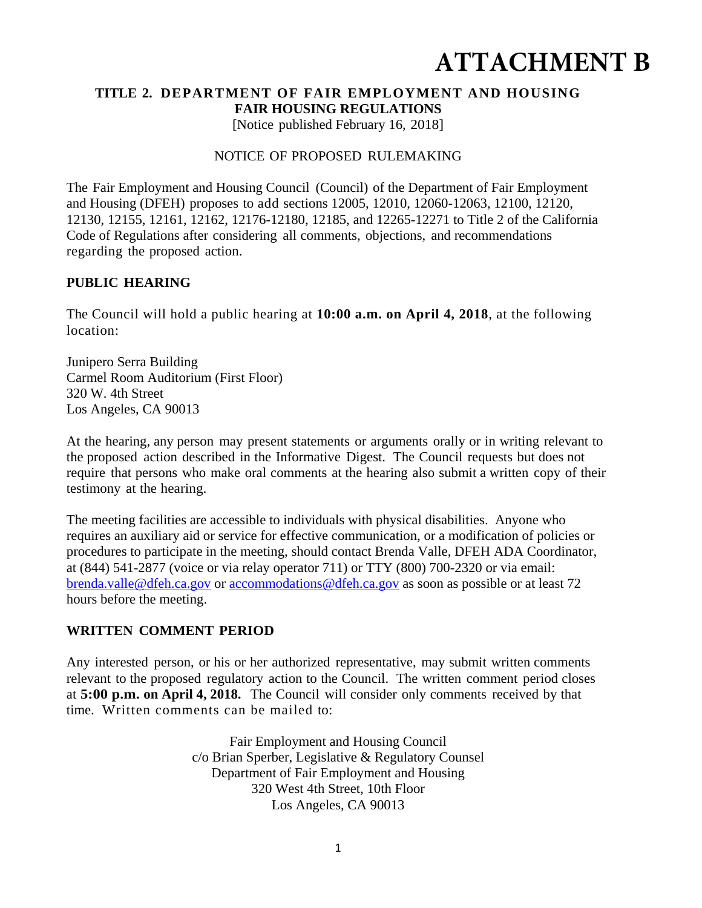# ATTACHMENT B

**TITLE 2. DEPARTMENT OF FAIR EMPLOYMENT AND HOUSING**
**FAIR HOUSING REGULATIONS**
[Notice published February 16, 2018]

NOTICE OF PROPOSED RULEMAKING

The Fair Employment and Housing Council (Council) of the Department of Fair Employment and Housing (DFEH) proposes to add sections 12005, 12010, 12060-12063, 12100, 12120, 12130, 12155, 12161, 12162, 12176-12180, 12185, and 12265-12271 to Title 2 of the California Code of Regulations after considering all comments, objections, and recommendations regarding the proposed action.

## PUBLIC HEARING

The Council will hold a public hearing at **10:00 a.m. on April 4, 2018**, at the following location:

Junipero Serra Building
Carmel Room Auditorium (First Floor)
320 W. 4th Street
Los Angeles, CA 90013

At the hearing, any person may present statements or arguments orally or in writing relevant to the proposed action described in the Informative Digest. The Council requests but does not require that persons who make oral comments at the hearing also submit a written copy of their testimony at the hearing.

The meeting facilities are accessible to individuals with physical disabilities. Anyone who requires an auxiliary aid or service for effective communication, or a modification of policies or procedures to participate in the meeting, should contact Brenda Valle, DFEH ADA Coordinator, at (844) 541-2877 (voice or via relay operator 711) or TTY (800) 700-2320 or via email: brenda.valle@dfeh.ca.gov or accommodations@dfeh.ca.gov as soon as possible or at least 72 hours before the meeting.

## WRITTEN COMMENT PERIOD

Any interested person, or his or her authorized representative, may submit written comments relevant to the proposed regulatory action to the Council. The written comment period closes at **5:00 p.m. on April 4, 2018.** The Council will consider only comments received by that time. Written comments can be mailed to:

Fair Employment and Housing Council
c/o Brian Sperber, Legislative & Regulatory Counsel
Department of Fair Employment and Housing
320 West 4th Street, 10th Floor
Los Angeles, CA 90013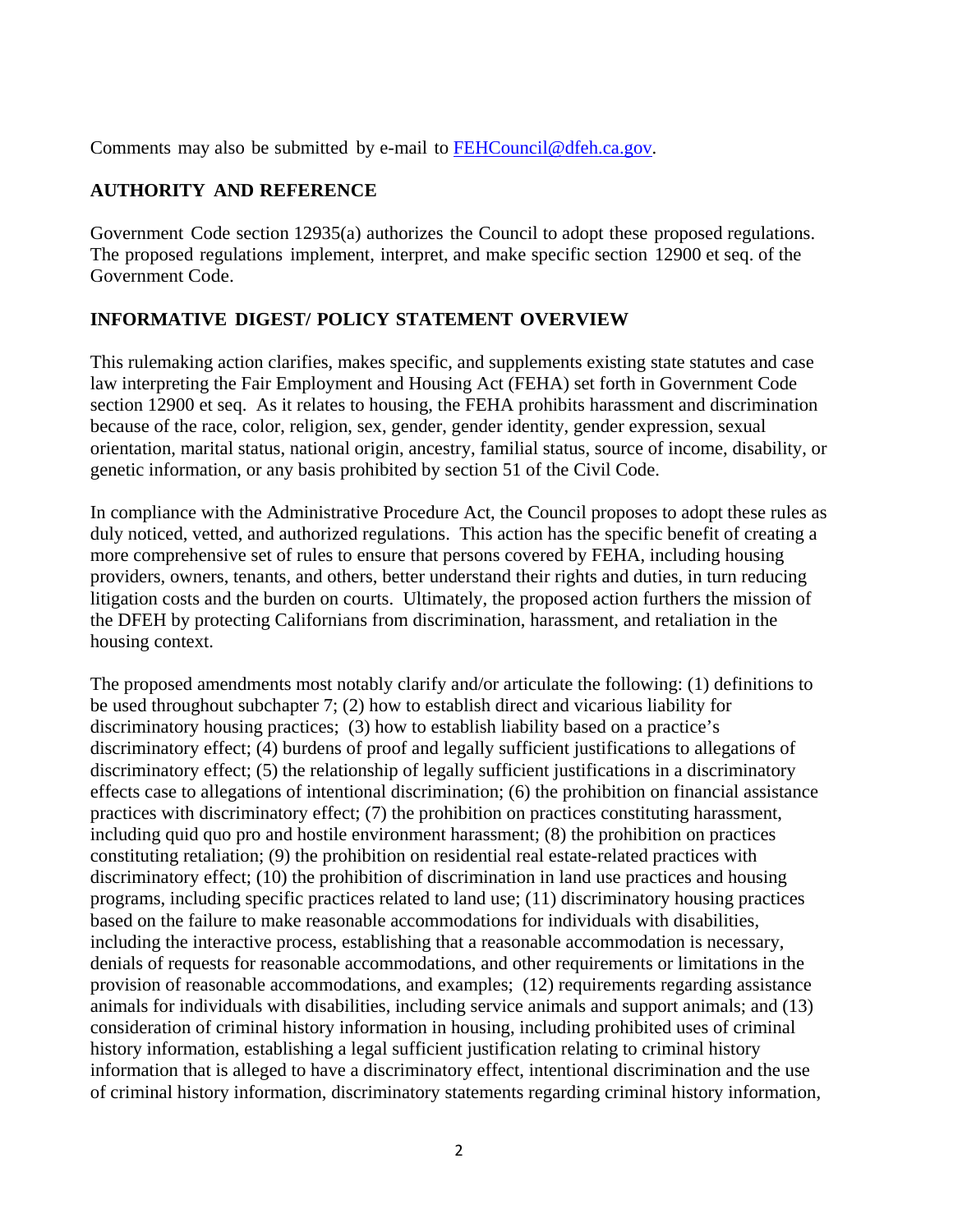Comments may also be submitted by e-mail to [FEHCouncil@dfeh.ca.gov](mailto:FEHCouncil@dfeh.ca.gov).

## AUTHORITY AND REFERENCE

Government Code section 12935(a) authorizes the Council to adopt these proposed regulations. The proposed regulations implement, interpret, and make specific section 12900 et seq. of the Government Code.

## INFORMATIVE DIGEST/ POLICY STATEMENT OVERVIEW

This rulemaking action clarifies, makes specific, and supplements existing state statutes and case law interpreting the Fair Employment and Housing Act (FEHA) set forth in Government Code section 12900 et seq. As it relates to housing, the FEHA prohibits harassment and discrimination because of the race, color, religion, sex, gender, gender identity, gender expression, sexual orientation, marital status, national origin, ancestry, familial status, source of income, disability, or genetic information, or any basis prohibited by section 51 of the Civil Code.

In compliance with the Administrative Procedure Act, the Council proposes to adopt these rules as duly noticed, vetted, and authorized regulations. This action has the specific benefit of creating a more comprehensive set of rules to ensure that persons covered by FEHA, including housing providers, owners, tenants, and others, better understand their rights and duties, in turn reducing litigation costs and the burden on courts. Ultimately, the proposed action furthers the mission of the DFEH by protecting Californians from discrimination, harassment, and retaliation in the housing context.

The proposed amendments most notably clarify and/or articulate the following: (1) definitions to be used throughout subchapter 7; (2) how to establish direct and vicarious liability for discriminatory housing practices; (3) how to establish liability based on a practice's discriminatory effect; (4) burdens of proof and legally sufficient justifications to allegations of discriminatory effect; (5) the relationship of legally sufficient justifications in a discriminatory effects case to allegations of intentional discrimination; (6) the prohibition on financial assistance practices with discriminatory effect; (7) the prohibition on practices constituting harassment, including quid quo pro and hostile environment harassment; (8) the prohibition on practices constituting retaliation; (9) the prohibition on residential real estate-related practices with discriminatory effect; (10) the prohibition of discrimination in land use practices and housing programs, including specific practices related to land use; (11) discriminatory housing practices based on the failure to make reasonable accommodations for individuals with disabilities, including the interactive process, establishing that a reasonable accommodation is necessary, denials of requests for reasonable accommodations, and other requirements or limitations in the provision of reasonable accommodations, and examples; (12) requirements regarding assistance animals for individuals with disabilities, including service animals and support animals; and (13) consideration of criminal history information in housing, including prohibited uses of criminal history information, establishing a legal sufficient justification relating to criminal history information that is alleged to have a discriminatory effect, intentional discrimination and the use of criminal history information, discriminatory statements regarding criminal history information,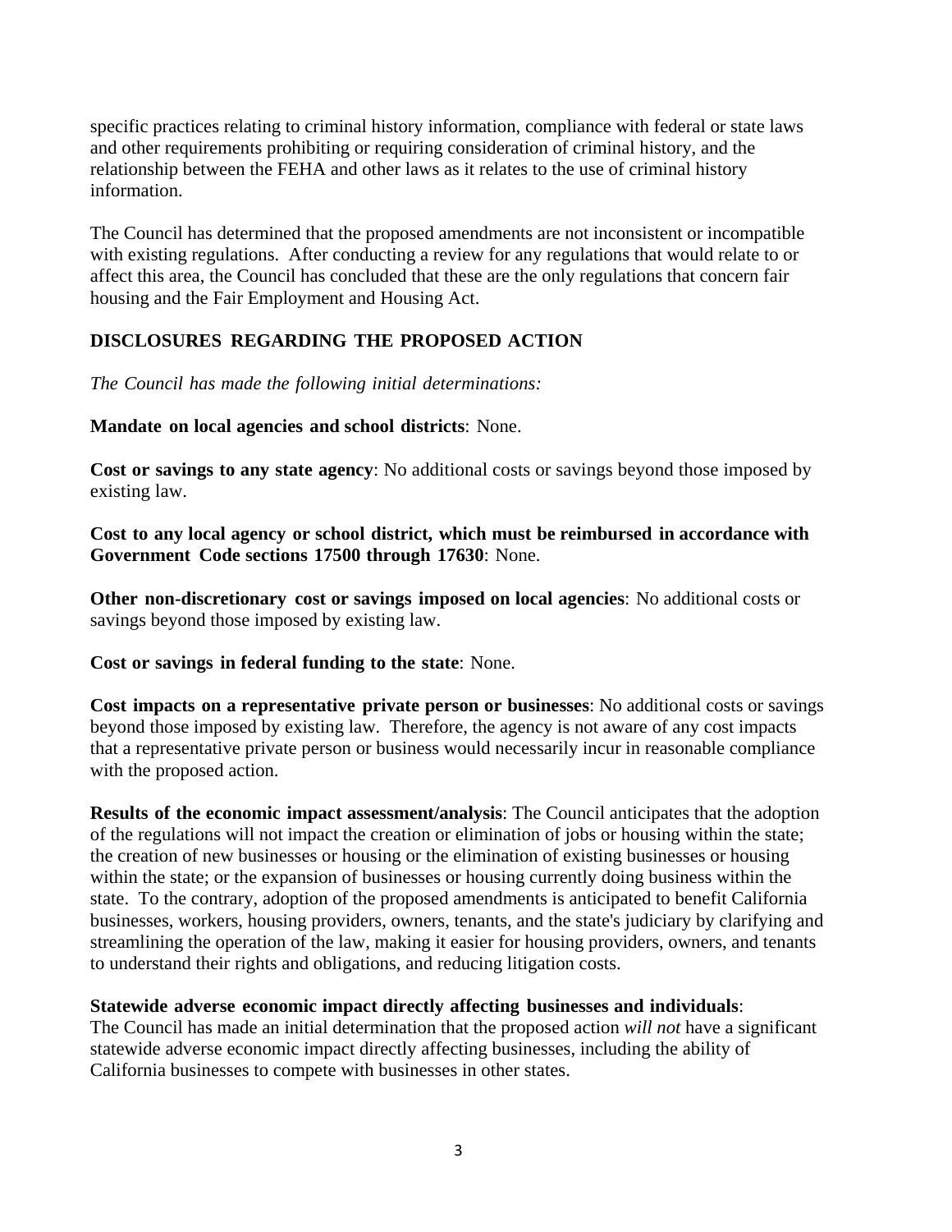specific practices relating to criminal history information, compliance with federal or state laws and other requirements prohibiting or requiring consideration of criminal history, and the relationship between the FEHA and other laws as it relates to the use of criminal history information.

The Council has determined that the proposed amendments are not inconsistent or incompatible with existing regulations. After conducting a review for any regulations that would relate to or affect this area, the Council has concluded that these are the only regulations that concern fair housing and the Fair Employment and Housing Act.

## DISCLOSURES REGARDING THE PROPOSED ACTION

*The Council has made the following initial determinations:*

**Mandate on local agencies and school districts**: None.

**Cost or savings to any state agency**: No additional costs or savings beyond those imposed by existing law.

**Cost to any local agency or school district, which must be reimbursed in accordance with Government Code sections 17500 through 17630**: None.

**Other non-discretionary cost or savings imposed on local agencies**: No additional costs or savings beyond those imposed by existing law.

**Cost or savings in federal funding to the state**: None.

**Cost impacts on a representative private person or businesses**: No additional costs or savings beyond those imposed by existing law. Therefore, the agency is not aware of any cost impacts that a representative private person or business would necessarily incur in reasonable compliance with the proposed action.

**Results of the economic impact assessment/analysis**: The Council anticipates that the adoption of the regulations will not impact the creation or elimination of jobs or housing within the state; the creation of new businesses or housing or the elimination of existing businesses or housing within the state; or the expansion of businesses or housing currently doing business within the state. To the contrary, adoption of the proposed amendments is anticipated to benefit California businesses, workers, housing providers, owners, tenants, and the state's judiciary by clarifying and streamlining the operation of the law, making it easier for housing providers, owners, and tenants to understand their rights and obligations, and reducing litigation costs.

**Statewide adverse economic impact directly affecting businesses and individuals**:
The Council has made an initial determination that the proposed action *will not* have a significant statewide adverse economic impact directly affecting businesses, including the ability of California businesses to compete with businesses in other states.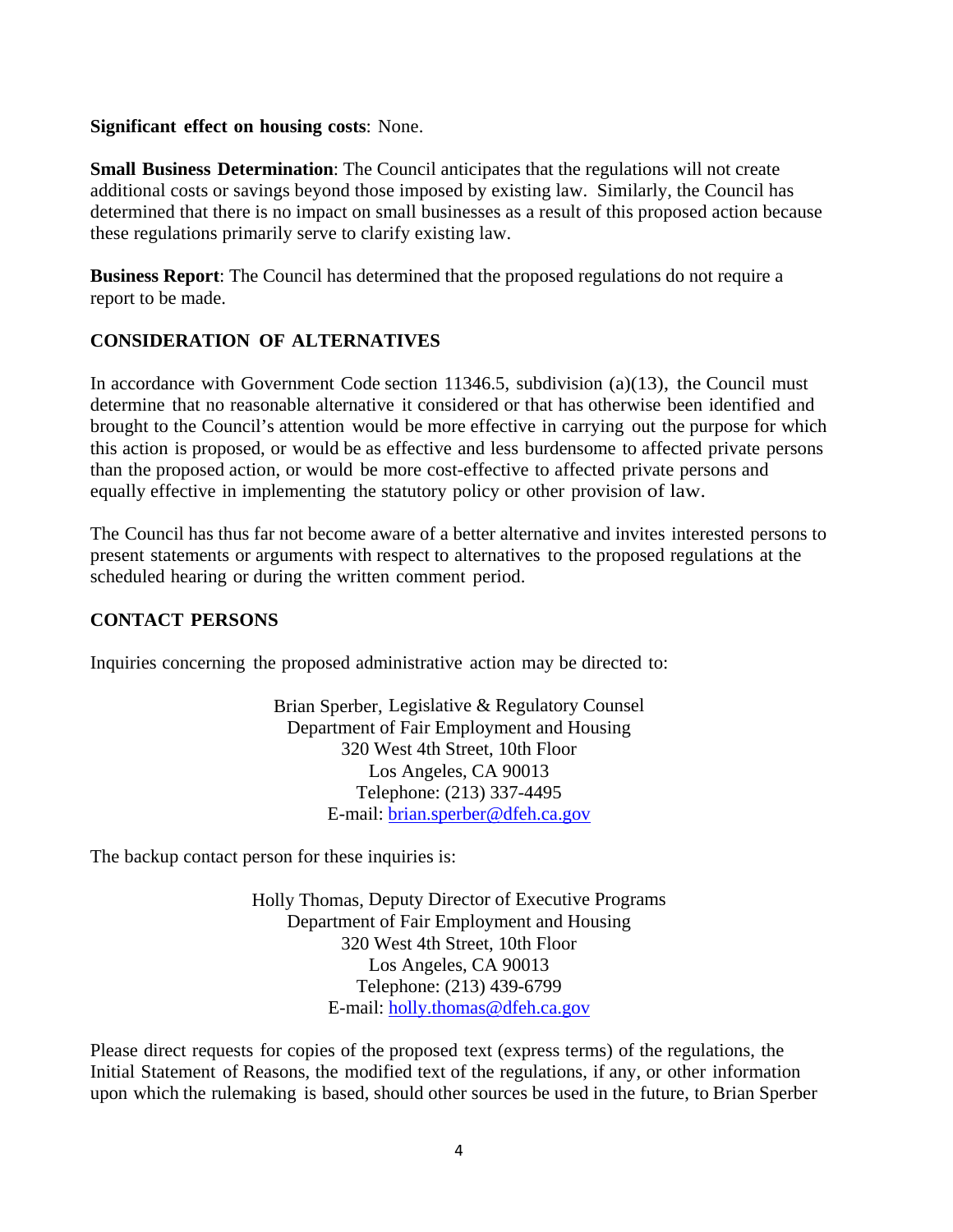**Significant effect on housing costs**: None.

**Small Business Determination**: The Council anticipates that the regulations will not create additional costs or savings beyond those imposed by existing law. Similarly, the Council has determined that there is no impact on small businesses as a result of this proposed action because these regulations primarily serve to clarify existing law.

**Business Report**: The Council has determined that the proposed regulations do not require a report to be made.

## CONSIDERATION OF ALTERNATIVES

In accordance with Government Code section 11346.5, subdivision (a)(13), the Council must determine that no reasonable alternative it considered or that has otherwise been identified and brought to the Council's attention would be more effective in carrying out the purpose for which this action is proposed, or would be as effective and less burdensome to affected private persons than the proposed action, or would be more cost-effective to affected private persons and equally effective in implementing the statutory policy or other provision of law.

The Council has thus far not become aware of a better alternative and invites interested persons to present statements or arguments with respect to alternatives to the proposed regulations at the scheduled hearing or during the written comment period.

## CONTACT PERSONS

Inquiries concerning the proposed administrative action may be directed to:

Brian Sperber, Legislative & Regulatory Counsel  
Department of Fair Employment and Housing  
320 West 4th Street, 10th Floor  
Los Angeles, CA 90013  
Telephone: (213) 337-4495  
E-mail: brian.sperber@dfeh.ca.gov

The backup contact person for these inquiries is:

Holly Thomas, Deputy Director of Executive Programs  
Department of Fair Employment and Housing  
320 West 4th Street, 10th Floor  
Los Angeles, CA 90013  
Telephone: (213) 439-6799  
E-mail: holly.thomas@dfeh.ca.gov

Please direct requests for copies of the proposed text (express terms) of the regulations, the Initial Statement of Reasons, the modified text of the regulations, if any, or other information upon which the rulemaking is based, should other sources be used in the future, to Brian Sperber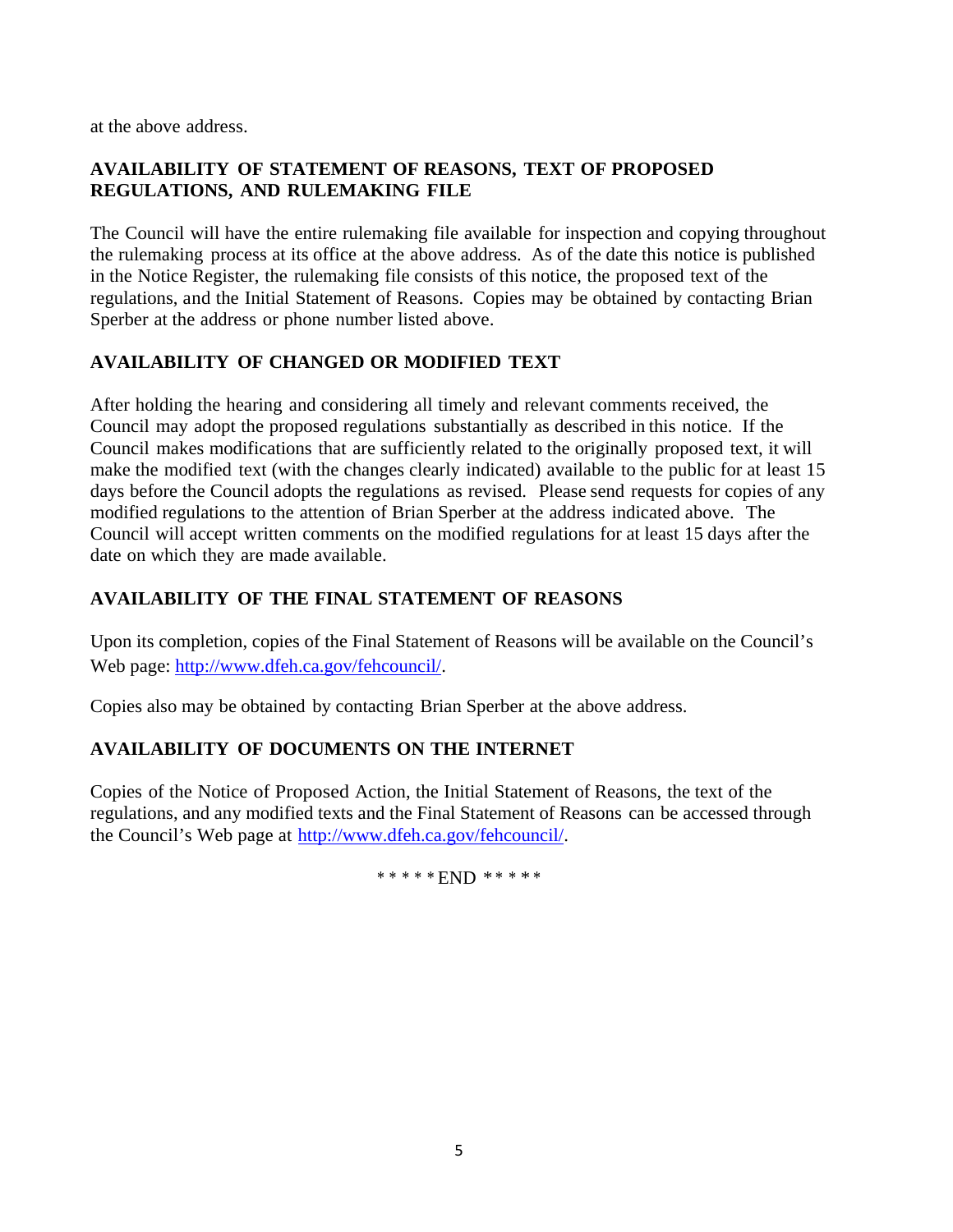at the above address.

**AVAILABILITY OF STATEMENT OF REASONS, TEXT OF PROPOSED REGULATIONS, AND RULEMAKING FILE**

The Council will have the entire rulemaking file available for inspection and copying throughout the rulemaking process at its office at the above address. As of the date this notice is published in the Notice Register, the rulemaking file consists of this notice, the proposed text of the regulations, and the Initial Statement of Reasons. Copies may be obtained by contacting Brian Sperber at the address or phone number listed above.

**AVAILABILITY OF CHANGED OR MODIFIED TEXT**

After holding the hearing and considering all timely and relevant comments received, the Council may adopt the proposed regulations substantially as described in this notice. If the Council makes modifications that are sufficiently related to the originally proposed text, it will make the modified text (with the changes clearly indicated) available to the public for at least 15 days before the Council adopts the regulations as revised. Please send requests for copies of any modified regulations to the attention of Brian Sperber at the address indicated above. The Council will accept written comments on the modified regulations for at least 15 days after the date on which they are made available.

**AVAILABILITY OF THE FINAL STATEMENT OF REASONS**

Upon its completion, copies of the Final Statement of Reasons will be available on the Council's Web page: http://www.dfeh.ca.gov/fehcouncil/.

Copies also may be obtained by contacting Brian Sperber at the above address.

**AVAILABILITY OF DOCUMENTS ON THE INTERNET**

Copies of the Notice of Proposed Action, the Initial Statement of Reasons, the text of the regulations, and any modified texts and the Final Statement of Reasons can be accessed through the Council's Web page at http://www.dfeh.ca.gov/fehcouncil/.

* * * * * END * * * * *